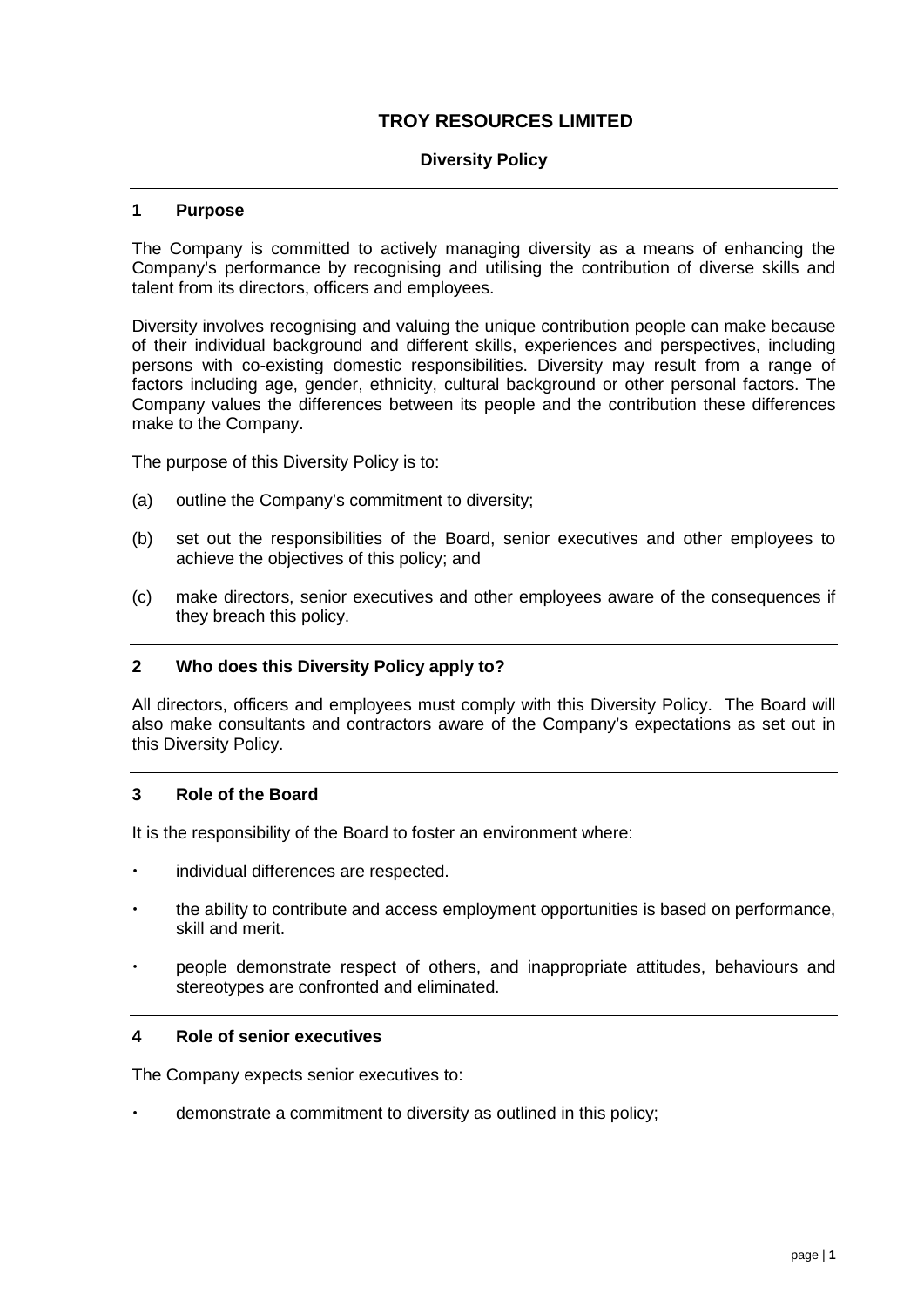# TROY RESOURCES LIMITED

## Diversity Policy

### 1 Purpose

The Company is committed to actively managing diversity as a means of enhancing the Company's performance by recognising and utilising the contribution of diverse skills and talent from its directors, officers and employees.

Diversity involves recognising and valuing the unique contribution people can make because of their individual background and different skills, experiences and perspectives, including persons with co-existing domestic responsibilities. Diversity may result from a range of factors including age, gender, ethnicity, cultural background or other personal factors. The Company values the differences between its people and the contribution these differences make to the Company.

The purpose of this Diversity Policy is to:

(a) outline the Company's commitment to diversity;

(b) set out the responsibilities of the Board, senior executives and other employees to achieve the objectives of this policy; and

(c) make directors, senior executives and other employees aware of the consequences if they breach this policy.

### 2 Who does this Diversity Policy apply to?

All directors, officers and employees must comply with this Diversity Policy. The Board will also make consultants and contractors aware of the Company's expectations as set out in this Diversity Policy.

### 3 Role of the Board

It is the responsibility of the Board to foster an environment where:

- individual differences are respected.
- the ability to contribute and access employment opportunities is based on performance, skill and merit.
- people demonstrate respect of others, and inappropriate attitudes, behaviours and stereotypes are confronted and eliminated.

### 4 Role of senior executives

The Company expects senior executives to:

- demonstrate a commitment to diversity as outlined in this policy;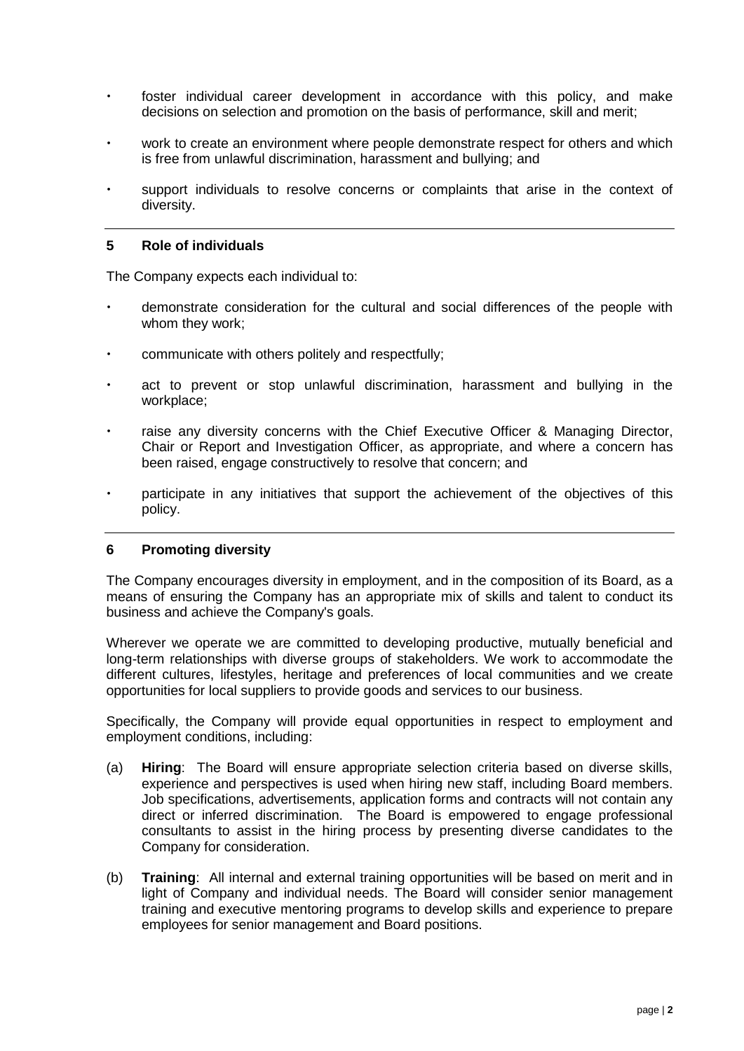- foster individual career development in accordance with this policy, and make decisions on selection and promotion on the basis of performance, skill and merit;
- work to create an environment where people demonstrate respect for others and which is free from unlawful discrimination, harassment and bullying; and
- support individuals to resolve concerns or complaints that arise in the context of diversity.

## 5 Role of individuals

The Company expects each individual to:

- demonstrate consideration for the cultural and social differences of the people with whom they work;
- communicate with others politely and respectfully;
- act to prevent or stop unlawful discrimination, harassment and bullying in the workplace;
- raise any diversity concerns with the Chief Executive Officer & Managing Director, Chair or Report and Investigation Officer, as appropriate, and where a concern has been raised, engage constructively to resolve that concern; and
- participate in any initiatives that support the achievement of the objectives of this policy.

## 6 Promoting diversity

The Company encourages diversity in employment, and in the composition of its Board, as a means of ensuring the Company has an appropriate mix of skills and talent to conduct its business and achieve the Company's goals.

Wherever we operate we are committed to developing productive, mutually beneficial and long-term relationships with diverse groups of stakeholders. We work to accommodate the different cultures, lifestyles, heritage and preferences of local communities and we create opportunities for local suppliers to provide goods and services to our business.

Specifically, the Company will provide equal opportunities in respect to employment and employment conditions, including:

(a) **Hiring**: The Board will ensure appropriate selection criteria based on diverse skills, experience and perspectives is used when hiring new staff, including Board members. Job specifications, advertisements, application forms and contracts will not contain any direct or inferred discrimination. The Board is empowered to engage professional consultants to assist in the hiring process by presenting diverse candidates to the Company for consideration.

(b) **Training**: All internal and external training opportunities will be based on merit and in light of Company and individual needs. The Board will consider senior management training and executive mentoring programs to develop skills and experience to prepare employees for senior management and Board positions.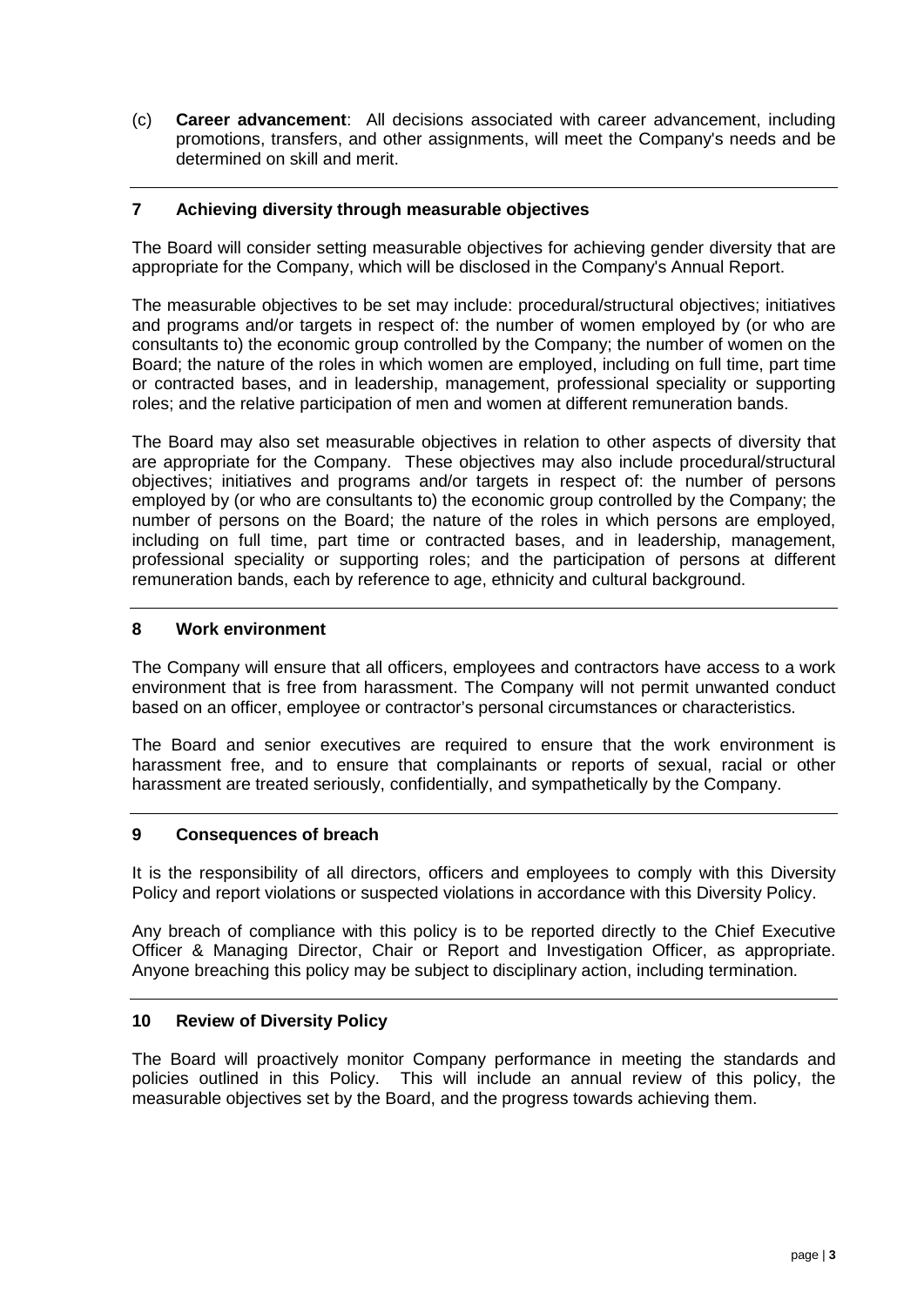(c) **Career advancement**: All decisions associated with career advancement, including promotions, transfers, and other assignments, will meet the Company's needs and be determined on skill and merit.

## 7 Achieving diversity through measurable objectives

The Board will consider setting measurable objectives for achieving gender diversity that are appropriate for the Company, which will be disclosed in the Company's Annual Report.

The measurable objectives to be set may include: procedural/structural objectives; initiatives and programs and/or targets in respect of: the number of women employed by (or who are consultants to) the economic group controlled by the Company; the number of women on the Board; the nature of the roles in which women are employed, including on full time, part time or contracted bases, and in leadership, management, professional speciality or supporting roles; and the relative participation of men and women at different remuneration bands.

The Board may also set measurable objectives in relation to other aspects of diversity that are appropriate for the Company. These objectives may also include procedural/structural objectives; initiatives and programs and/or targets in respect of: the number of persons employed by (or who are consultants to) the economic group controlled by the Company; the number of persons on the Board; the nature of the roles in which persons are employed, including on full time, part time or contracted bases, and in leadership, management, professional speciality or supporting roles; and the participation of persons at different remuneration bands, each by reference to age, ethnicity and cultural background.

## 8 Work environment

The Company will ensure that all officers, employees and contractors have access to a work environment that is free from harassment. The Company will not permit unwanted conduct based on an officer, employee or contractor's personal circumstances or characteristics.

The Board and senior executives are required to ensure that the work environment is harassment free, and to ensure that complainants or reports of sexual, racial or other harassment are treated seriously, confidentially, and sympathetically by the Company.

## 9 Consequences of breach

It is the responsibility of all directors, officers and employees to comply with this Diversity Policy and report violations or suspected violations in accordance with this Diversity Policy.

Any breach of compliance with this policy is to be reported directly to the Chief Executive Officer & Managing Director, Chair or Report and Investigation Officer, as appropriate. Anyone breaching this policy may be subject to disciplinary action, including termination.

## 10 Review of Diversity Policy

The Board will proactively monitor Company performance in meeting the standards and policies outlined in this Policy. This will include an annual review of this policy, the measurable objectives set by the Board, and the progress towards achieving them.